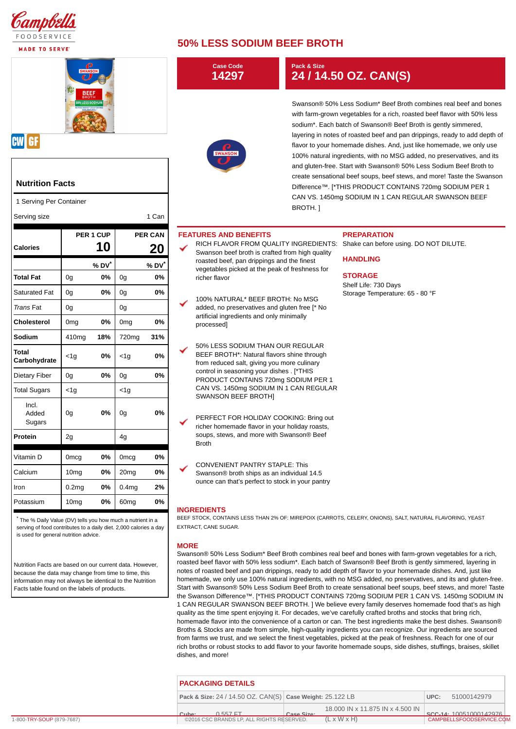# 50% LESS SODIUM BEEF BROTH

**Case Code**
**14297**

**Pack & Size**
**24 / 14.50 OZ. CAN(S)**

Swanson® 50% Less Sodium* Beef Broth combines real beef and bones with farm-grown vegetables for a rich, roasted beef flavor with 50% less sodium*. Each batch of Swanson® Beef Broth is gently simmered, layering in notes of roasted beef and pan drippings, ready to add depth of flavor to your homemade dishes. And, just like homemade, we only use 100% natural ingredients, with no MSG added, no preservatives, and its and gluten-free. Start with Swanson® 50% Less Sodium Beef Broth to create sensational beef soups, beef stews, and more! Taste the Swanson Difference™. [*THIS PRODUCT CONTAINS 720mg SODIUM PER 1 CAN VS. 1450mg SODIUM IN 1 CAN REGULAR SWANSON BEEF BROTH. ]

## Nutrition Facts

1 Serving Per Container

Serving size 1 Can

| | PER 1 CUP | | PER CAN | |
|---|---|---|---|---|
| **Calories** | **10** | | **20** | |
| | | **% DV*** | | **% DV*** |
| **Total Fat** | 0g | **0%** | 0g | **0%** |
| Saturated Fat | 0g | **0%** | 0g | **0%** |
| *Trans* Fat | 0g | | 0g | |
| **Cholesterol** | 0mg | **0%** | 0mg | **0%** |
| **Sodium** | 410mg | **18%** | 720mg | **31%** |
| **Total Carbohydrate** | <1g | **0%** | <1g | **0%** |
| Dietary Fiber | 0g | **0%** | 0g | **0%** |
| Total Sugars | <1g | | <1g | |
| Incl. Added Sugars | 0g | **0%** | 0g | **0%** |
| **Protein** | 2g | | 4g | |
| Vitamin D | 0mcg | **0%** | 0mcg | **0%** |
| Calcium | 10mg | **0%** | 20mg | **0%** |
| Iron | 0.2mg | **0%** | 0.4mg | **2%** |
| Potassium | 10mg | **0%** | 60mg | **0%** |

* The % Daily Value (DV) tells you how much a nutrient in a serving of food contributes to a daily diet. 2,000 calories a day is used for general nutrition advice.

Nutrition Facts are based on our current data. However, because the data may change from time to time, this information may not always be identical to the Nutrition Facts table found on the labels of products.

## FEATURES AND BENEFITS

- RICH FLAVOR FROM QUALITY INGREDIENTS: Swanson beef broth is crafted from high quality roasted beef, pan drippings and the finest vegetables picked at the peak of freshness for richer flavor
- 100% NATURAL* BEEF BROTH: No MSG added, no preservatives and gluten free [* No artificial ingredients and only minimally processed]
- 50% LESS SODIUM THAN OUR REGULAR BEEF BROTH*: Natural flavors shine through from reduced salt, giving you more culinary control in seasoning your dishes . [*THIS PRODUCT CONTAINS 720mg SODIUM PER 1 CAN VS. 1450mg SODIUM IN 1 CAN REGULAR SWANSON BEEF BROTH]
- PERFECT FOR HOLIDAY COOKING: Bring out richer homemade flavor in your holiday roasts, soups, stews, and more with Swanson® Beef Broth
- CONVENIENT PANTRY STAPLE: This Swanson® broth ships as an individual 14.5 ounce can that's perfect to stock in your pantry

## PREPARATION

Shake can before using. DO NOT DILUTE.

## HANDLING

## STORAGE

Shelf Life: 730 Days
Storage Temperature: 65 - 80 °F

## INGREDIENTS

BEEF STOCK, CONTAINS LESS THAN 2% OF: MIREPOIX (CARROTS, CELERY, ONIONS), SALT, NATURAL FLAVORING, YEAST EXTRACT, CANE SUGAR.

## MORE

Swanson® 50% Less Sodium* Beef Broth combines real beef and bones with farm-grown vegetables for a rich, roasted beef flavor with 50% less sodium*. Each batch of Swanson® Beef Broth is gently simmered, layering in notes of roasted beef and pan drippings, ready to add depth of flavor to your homemade dishes. And, just like homemade, we only use 100% natural ingredients, with no MSG added, no preservatives, and its and gluten-free. Start with Swanson® 50% Less Sodium Beef Broth to create sensational beef soups, beef stews, and more! Taste the Swanson Difference™. [*THIS PRODUCT CONTAINS 720mg SODIUM PER 1 CAN VS. 1450mg SODIUM IN 1 CAN REGULAR SWANSON BEEF BROTH. ] We believe every family deserves homemade food that's as high quality as the time spent enjoying it. For decades, we've carefully crafted broths and stocks that bring rich, homemade flavor into the convenience of a carton or can. The best ingredients make the best dishes. Swanson® Broths & Stocks are made from simple, high-quality ingredients you can recognize. Our ingredients are sourced from farms we trust, and we select the finest vegetables, picked at the peak of freshness. Reach for one of our rich broths or robust stocks to add flavor to your favorite homemade soups, side dishes, stuffings, braises, skillet dishes, and more!

## PACKAGING DETAILS

| | | |
|---|---|---|
| **Pack & Size:** 24 / 14.50 OZ. CAN(S) | **Case Weight:** 25.122 LB | **UPC:** 51000142979 |
| **Cube:** 0.557 FT | **Case Size:** 18.000 IN x 11.875 IN x 4.500 IN (L x W x H) | **SCC-14:** 10051000142976 |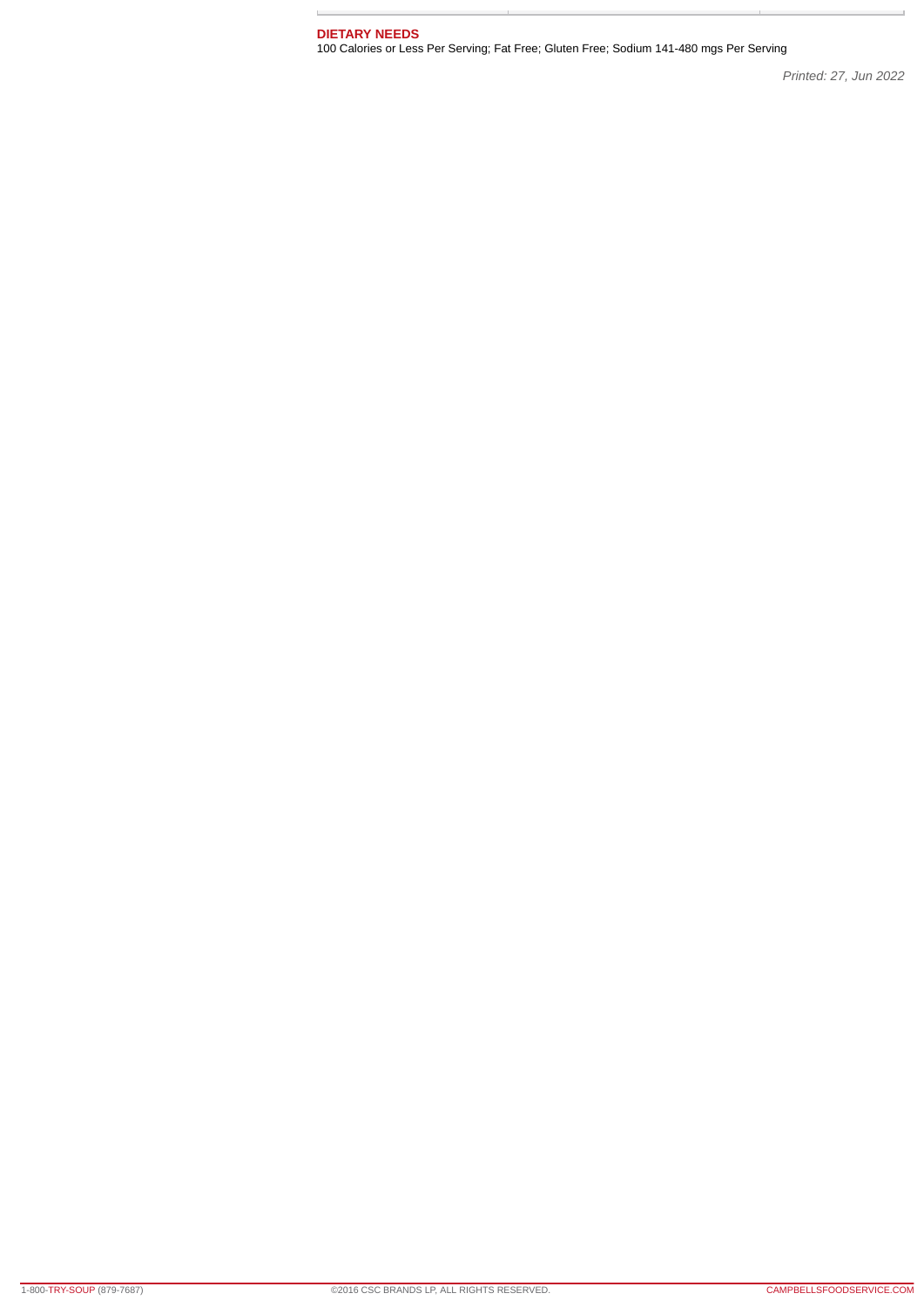**DIETARY NEEDS**

100 Calories or Less Per Serving; Fat Free; Gluten Free; Sodium 141-480 mgs Per Serving

*Printed: 27, Jun 2022*